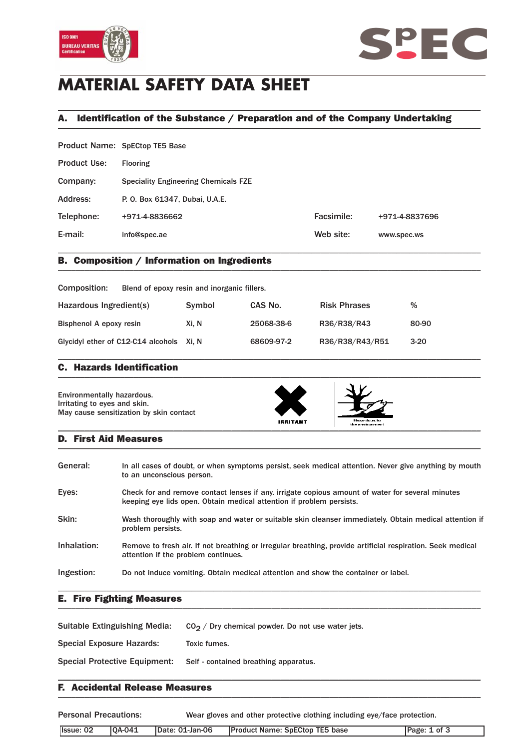# MATERIAL SAFETY DATA SHEET

## A. Identification of the Substance / Preparation and of the Company Undertaking

| | | | |
|---|---|---|---|
| Product Name: | SpECtop TE5 Base | | |
| Product Use: | Flooring | | |
| Company: | Speciality Engineering Chemicals FZE | | |
| Address: | P. O. Box 61347, Dubai, U.A.E. | | |
| Telephone: | +971-4-8836662 | Facsimile: | +971-4-8837696 |
| E-mail: | info@spec.ae | Web site: | www.spec.ws |

## B. Composition / Information on Ingredients

Composition: Blend of epoxy resin and inorganic fillers.

| Hazardous Ingredient(s) | Symbol | CAS No. | Risk Phrases | % |
|---|---|---|---|---|
| Bisphenol A epoxy resin | Xi, N | 25068-38-6 | R36/R38/R43 | 80-90 |
| Glycidyl ether of C12-C14 alcohols | Xi, N | 68609-97-2 | R36/R38/R43/R51 | 3-20 |

## C. Hazards Identification

Environmentally hazardous.
Irritating to eyes and skin.
May cause sensitization by skin contact

IRRITANT

Hazardous to the environment

## D. First Aid Measures

**General:** In all cases of doubt, or when symptoms persist, seek medical attention. Never give anything by mouth to an unconscious person.

**Eyes:** Check for and remove contact lenses if any. irrigate copious amount of water for several minutes keeping eye lids open. Obtain medical attention if problem persists.

**Skin:** Wash thoroughly with soap and water or suitable skin cleanser immediately. Obtain medical attention if problem persists.

**Inhalation:** Remove to fresh air. If not breathing or irregular breathing, provide artificial respiration. Seek medical attention if the problem continues.

**Ingestion:** Do not induce vomiting. Obtain medical attention and show the container or label.

## E. Fire Fighting Measures

**Suitable Extinguishing Media:** $CO_2$ / Dry chemical powder. Do not use water jets.

**Special Exposure Hazards:** Toxic fumes.

**Special Protective Equipment:** Self - contained breathing apparatus.

## F. Accidental Release Measures

**Personal Precautions:** Wear gloves and other protective clothing including eye/face protection.

| Issue: 02 | QA-041 | Date: 01-Jan-06 | Product Name: SpECtop TE5 base |
|---|---|---|---|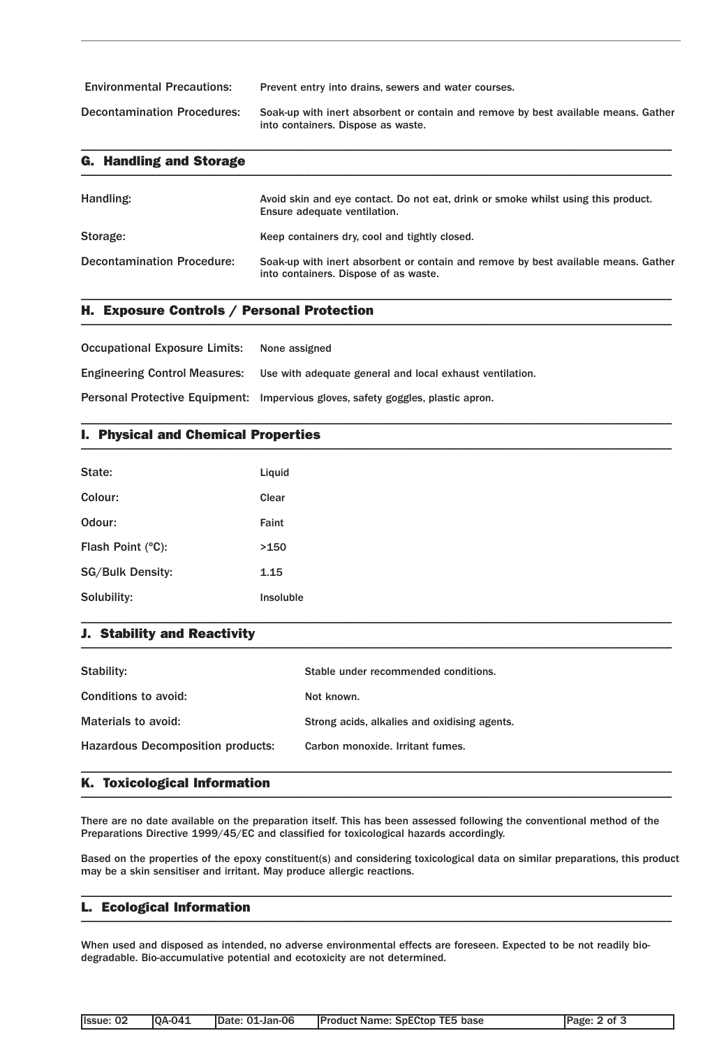| | |
|---|---|
| Environmental Precautions: | Prevent entry into drains, sewers and water courses. |
| Decontamination Procedures: | Soak-up with inert absorbent or contain and remove by best available means. Gather into containers. Dispose as waste. |

## G. Handling and Storage

| | |
|---|---|
| Handling: | Avoid skin and eye contact. Do not eat, drink or smoke whilst using this product. Ensure adequate ventilation. |
| Storage: | Keep containers dry, cool and tightly closed. |
| Decontamination Procedure: | Soak-up with inert absorbent or contain and remove by best available means. Gather into containers. Dispose of as waste. |

## H. Exposure Controls / Personal Protection

| | |
|---|---|
| Occupational Exposure Limits: | None assigned |
| Engineering Control Measures: | Use with adequate general and local exhaust ventilation. |
| Personal Protective Equipment: | Impervious gloves, safety goggles, plastic apron. |

## I. Physical and Chemical Properties

| | |
|---|---|
| State: | Liquid |
| Colour: | Clear |
| Odour: | Faint |
| Flash Point (°C): | >150 |
| SG/Bulk Density: | 1.15 |
| Solubility: | Insoluble |

## J. Stability and Reactivity

| | |
|---|---|
| Stability: | Stable under recommended conditions. |
| Conditions to avoid: | Not known. |
| Materials to avoid: | Strong acids, alkalies and oxidising agents. |
| Hazardous Decomposition products: | Carbon monoxide. Irritant fumes. |

## K. Toxicological Information

There are no date available on the preparation itself. This has been assessed following the conventional method of the Preparations Directive 1999/45/EC and classified for toxicological hazards accordingly.

Based on the properties of the epoxy constituent(s) and considering toxicological data on similar preparations, this product may be a skin sensitiser and irritant. May produce allergic reactions.

## L. Ecological Information

When used and disposed as intended, no adverse environmental effects are foreseen. Expected to be not readily bio-degradable. Bio-accumulative potential and ecotoxicity are not determined.

| Issue: 02 | QA-041 | Date: 01-Jan-06 | Product Name: SpECtop TE5 base |
|---|---|---|---|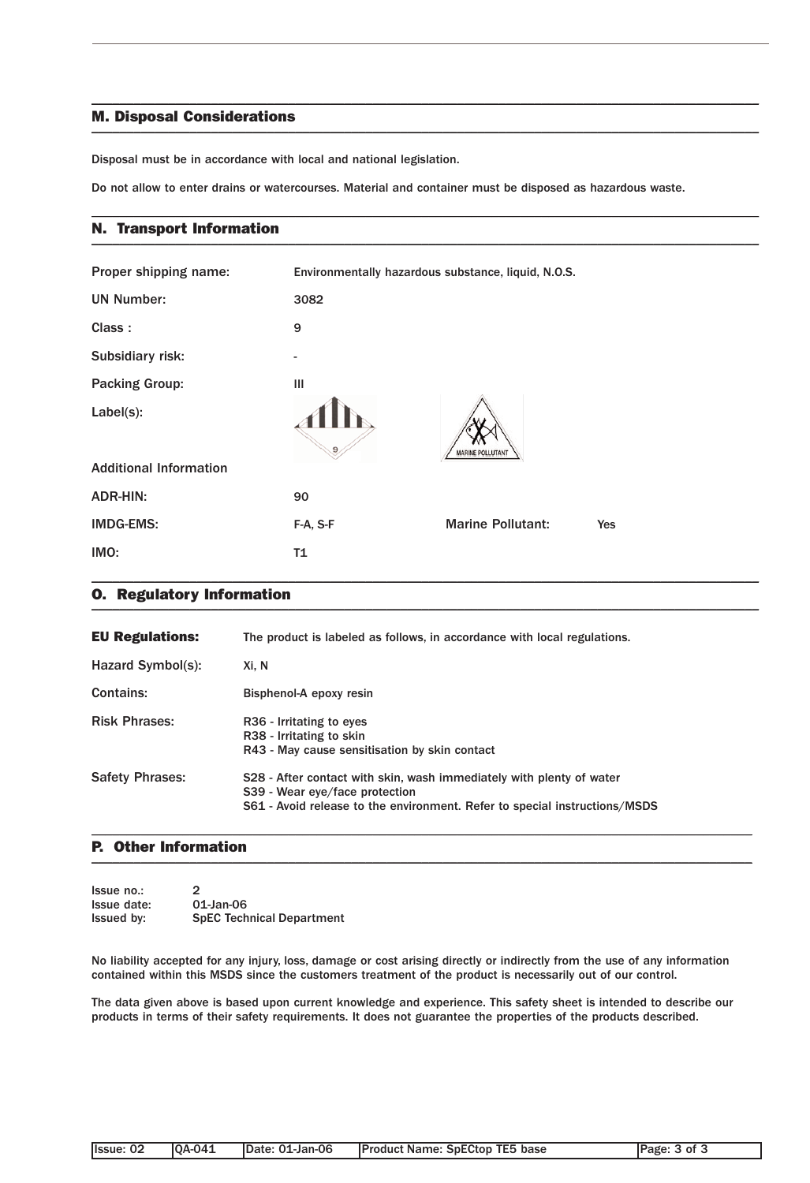## M. Disposal Considerations

Disposal must be in accordance with local and national legislation.

Do not allow to enter drains or watercourses. Material and container must be disposed as hazardous waste.

## N. Transport Information

| | | | |
|---|---|---|---|
| Proper shipping name: | Environmentally hazardous substance, liquid, N.O.S. | | |
| UN Number: | 3082 | | |
| Class : | 9 | | |
| Subsidiary risk: | - | | |
| Packing Group: | III | | |
| Label(s): | | | |
| Additional Information | | | |
| ADR-HIN: | 90 | | |
| IMDG-EMS: | F-A, S-F | Marine Pollutant: | Yes |
| IMO: | T1 | | |

## O. Regulatory Information

| | |
|---|---|
| **EU Regulations:** | The product is labeled as follows, in accordance with local regulations. |
| Hazard Symbol(s): | Xi, N |
| Contains: | Bisphenol-A epoxy resin |
| Risk Phrases: | R36 - Irritating to eyes<br>R38 - Irritating to skin<br>R43 - May cause sensitisation by skin contact |
| Safety Phrases: | S28 - After contact with skin, wash immediately with plenty of water<br>S39 - Wear eye/face protection<br>S61 - Avoid release to the environment. Refer to special instructions/MSDS |

## P. Other Information

Issue no.: 2
Issue date: 01-Jan-06
Issued by: SpEC Technical Department

No liability accepted for any injury, loss, damage or cost arising directly or indirectly from the use of any information contained within this MSDS since the customers treatment of the product is necessarily out of our control.

The data given above is based upon current knowledge and experience. This safety sheet is intended to describe our products in terms of their safety requirements. It does not guarantee the properties of the products described.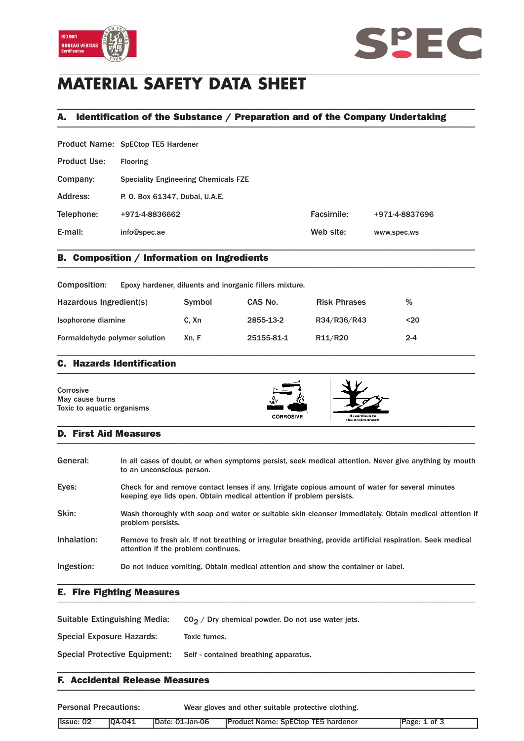# MATERIAL SAFETY DATA SHEET

## A. Identification of the Substance / Preparation and of the Company Undertaking

| | | | |
|---|---|---|---|
| Product Name: | SpECtop TE5 Hardener | | |
| Product Use: | Flooring | | |
| Company: | Speciality Engineering Chemicals FZE | | |
| Address: | P. O. Box 61347, Dubai, U.A.E. | | |
| Telephone: | +971-4-8836662 | Facsimile: | +971-4-8837696 |
| E-mail: | info@spec.ae | Web site: | www.spec.ws |

## B. Composition / Information on Ingredients

Composition: Epoxy hardener, diluents and inorganic fillers mixture.

| Hazardous Ingredient(s) | Symbol | CAS No. | Risk Phrases | % |
|---|---|---|---|---|
| Isophorone diamine | C, Xn | 2855-13-2 | R34/R36/R43 | <20 |
| Formaldehyde polymer solution | Xn, F | 25155-81-1 | R11/R20 | 2-4 |

## C. Hazards Identification

Corrosive
May cause burns
Toxic to aquatic organisms

CORROSIVE

Hazardous to the environment

## D. First Aid Measures

**General:** In all cases of doubt, or when symptoms persist, seek medical attention. Never give anything by mouth to an unconscious person.

**Eyes:** Check for and remove contact lenses if any. Irrigate copious amount of water for several minutes keeping eye lids open. Obtain medical attention if problem persists.

**Skin:** Wash thoroughly with soap and water or suitable skin cleanser immediately. Obtain medical attention if problem persists.

**Inhalation:** Remove to fresh air. If not breathing or irregular breathing, provide artificial respiration. Seek medical attention if the problem continues.

**Ingestion:** Do not induce vomiting. Obtain medical attention and show the container or label.

## E. Fire Fighting Measures

**Suitable Extinguishing Media:** $CO_2$ / Dry chemical powder. Do not use water jets.

**Special Exposure Hazards:** Toxic fumes.

**Special Protective Equipment:** Self - contained breathing apparatus.

## F. Accidental Release Measures

**Personal Precautions:** Wear gloves and other suitable protective clothing.

| Issue: 02 | QA-041 | Date: 01-Jan-06 | Product Name: SpECtop TE5 hardener |
|---|---|---|---|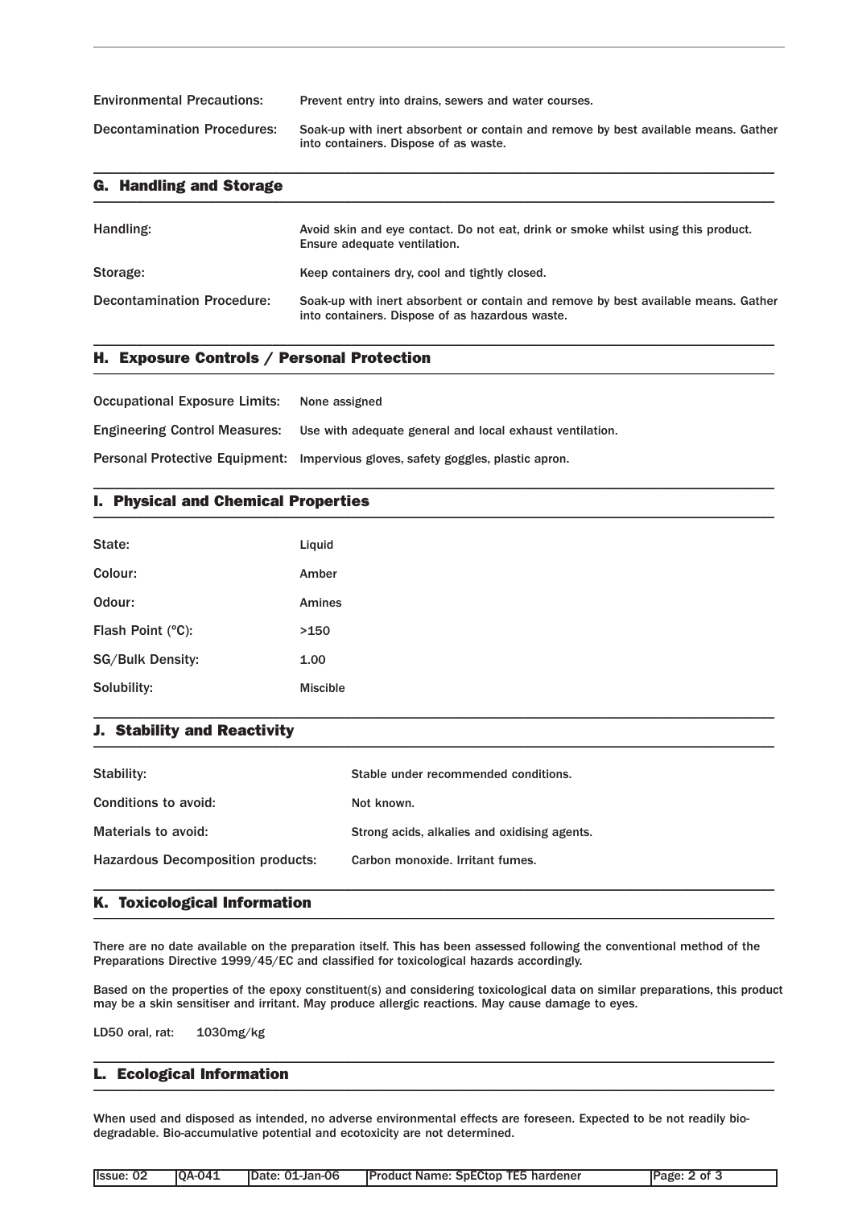| | |
|---|---|
| Environmental Precautions: | Prevent entry into drains, sewers and water courses. |
| Decontamination Procedures: | Soak-up with inert absorbent or contain and remove by best available means. Gather into containers. Dispose of as waste. |

## G. Handling and Storage

| | |
|---|---|
| Handling: | Avoid skin and eye contact. Do not eat, drink or smoke whilst using this product. Ensure adequate ventilation. |
| Storage: | Keep containers dry, cool and tightly closed. |
| Decontamination Procedure: | Soak-up with inert absorbent or contain and remove by best available means. Gather into containers. Dispose of as hazardous waste. |

## H. Exposure Controls / Personal Protection

| | |
|---|---|
| Occupational Exposure Limits: | None assigned |
| Engineering Control Measures: | Use with adequate general and local exhaust ventilation. |
| Personal Protective Equipment: | Impervious gloves, safety goggles, plastic apron. |

## I. Physical and Chemical Properties

| | |
|---|---|
| State: | Liquid |
| Colour: | Amber |
| Odour: | Amines |
| Flash Point (°C): | >150 |
| SG/Bulk Density: | 1.00 |
| Solubility: | Miscible |

## J. Stability and Reactivity

| | |
|---|---|
| Stability: | Stable under recommended conditions. |
| Conditions to avoid: | Not known. |
| Materials to avoid: | Strong acids, alkalies and oxidising agents. |
| Hazardous Decomposition products: | Carbon monoxide. Irritant fumes. |

## K. Toxicological Information

There are no date available on the preparation itself. This has been assessed following the conventional method of the Preparations Directive 1999/45/EC and classified for toxicological hazards accordingly.

Based on the properties of the epoxy constituent(s) and considering toxicological data on similar preparations, this product may be a skin sensitiser and irritant. May produce allergic reactions. May cause damage to eyes.

LD50 oral, rat: 1030mg/kg

## L. Ecological Information

When used and disposed as intended, no adverse environmental effects are foreseen. Expected to be not readily bio-degradable. Bio-accumulative potential and ecotoxicity are not determined.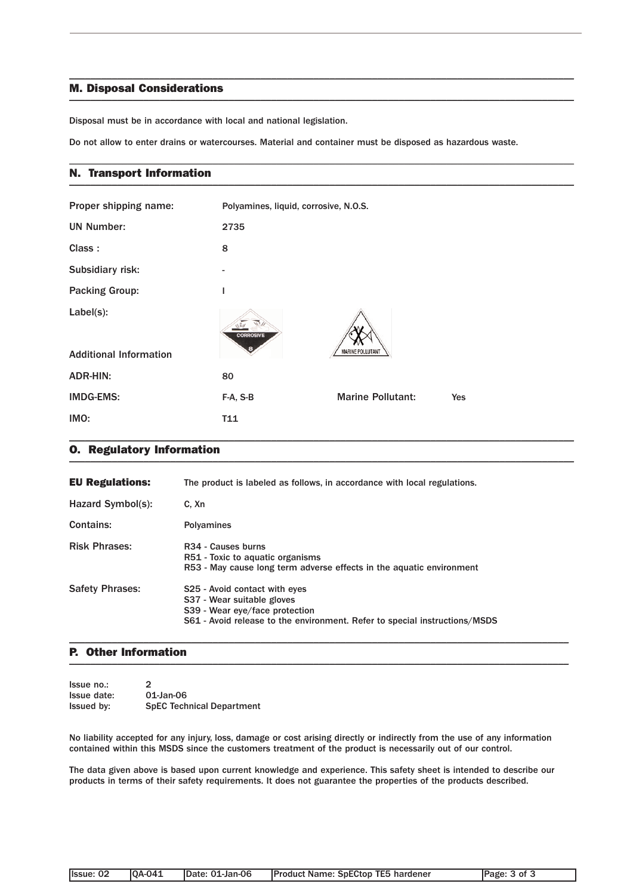## M. Disposal Considerations

Disposal must be in accordance with local and national legislation.

Do not allow to enter drains or watercourses. Material and container must be disposed as hazardous waste.

## N. Transport Information

| | | | |
|---|---|---|---|
| Proper shipping name: | Polyamines, liquid, corrosive, N.O.S. | | |
| UN Number: | 2735 | | |
| Class : | 8 | | |
| Subsidiary risk: | - | | |
| Packing Group: | I | | |
| Label(s): | | | |
| Additional Information | | | |
| ADR-HIN: | 80 | | |
| IMDG-EMS: | F-A, S-B | Marine Pollutant: | Yes |
| IMO: | T11 | | |

## O. Regulatory Information

**EU Regulations:** The product is labeled as follows, in accordance with local regulations.

Hazard Symbol(s): C, Xn

Contains: Polyamines

Risk Phrases:
- R34 - Causes burns
- R51 - Toxic to aquatic organisms
- R53 - May cause long term adverse effects in the aquatic environment

Safety Phrases:
- S25 - Avoid contact with eyes
- S37 - Wear suitable gloves
- S39 - Wear eye/face protection
- S61 - Avoid release to the environment. Refer to special instructions/MSDS

## P. Other Information

Issue no.: 2
Issue date: 01-Jan-06
Issued by: SpEC Technical Department

No liability accepted for any injury, loss, damage or cost arising directly or indirectly from the use of any information contained within this MSDS since the customers treatment of the product is necessarily out of our control.

The data given above is based upon current knowledge and experience. This safety sheet is intended to describe our products in terms of their safety requirements. It does not guarantee the properties of the products described.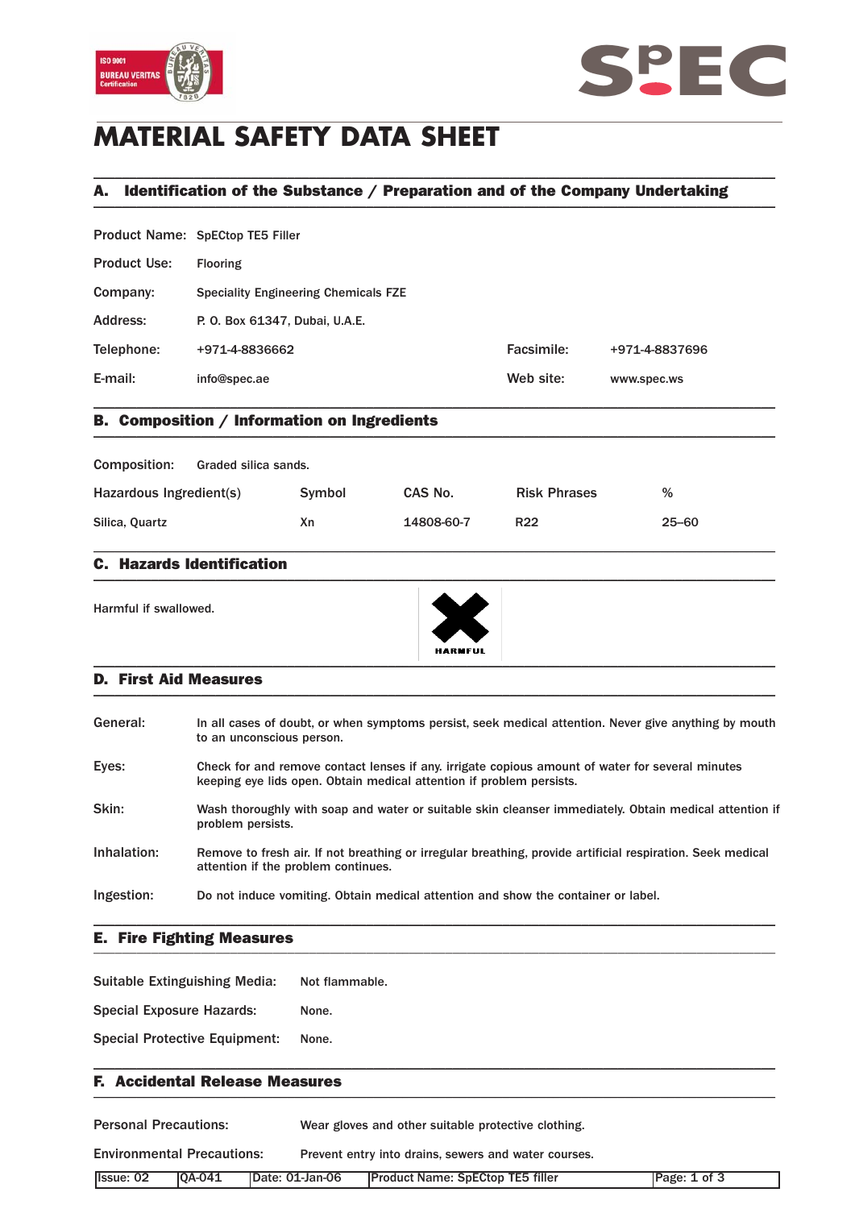# MATERIAL SAFETY DATA SHEET

## A. Identification of the Substance / Preparation and of the Company Undertaking

| | | | |
|---|---|---|---|
| Product Name: | SpECtop TE5 Filler | | |
| Product Use: | Flooring | | |
| Company: | Speciality Engineering Chemicals FZE | | |
| Address: | P. O. Box 61347, Dubai, U.A.E. | | |
| Telephone: | +971-4-8836662 | Facsimile: | +971-4-8837696 |
| E-mail: | info@spec.ae | Web site: | www.spec.ws |

## B. Composition / Information on Ingredients

Composition: Graded silica sands.

| Hazardous Ingredient(s) | Symbol | CAS No. | Risk Phrases | % |
|---|---|---|---|---|
| Silica, Quartz | Xn | 14808-60-7 | R22 | 25–60 |

## C. Hazards Identification

Harmful if swallowed.

HARMFUL

## D. First Aid Measures

**General:** In all cases of doubt, or when symptoms persist, seek medical attention. Never give anything by mouth to an unconscious person.

**Eyes:** Check for and remove contact lenses if any. irrigate copious amount of water for several minutes keeping eye lids open. Obtain medical attention if problem persists.

**Skin:** Wash thoroughly with soap and water or suitable skin cleanser immediately. Obtain medical attention if problem persists.

**Inhalation:** Remove to fresh air. If not breathing or irregular breathing, provide artificial respiration. Seek medical attention if the problem continues.

**Ingestion:** Do not induce vomiting. Obtain medical attention and show the container or label.

## E. Fire Fighting Measures

**Suitable Extinguishing Media:** Not flammable.

**Special Exposure Hazards:** None.

**Special Protective Equipment:** None.

## F. Accidental Release Measures

**Personal Precautions:** Wear gloves and other suitable protective clothing.

**Environmental Precautions:** Prevent entry into drains, sewers and water courses.

| Issue: 02 | QA-041 | Date: 01-Jan-06 | Product Name: SpECtop TE5 filler |
|---|---|---|---|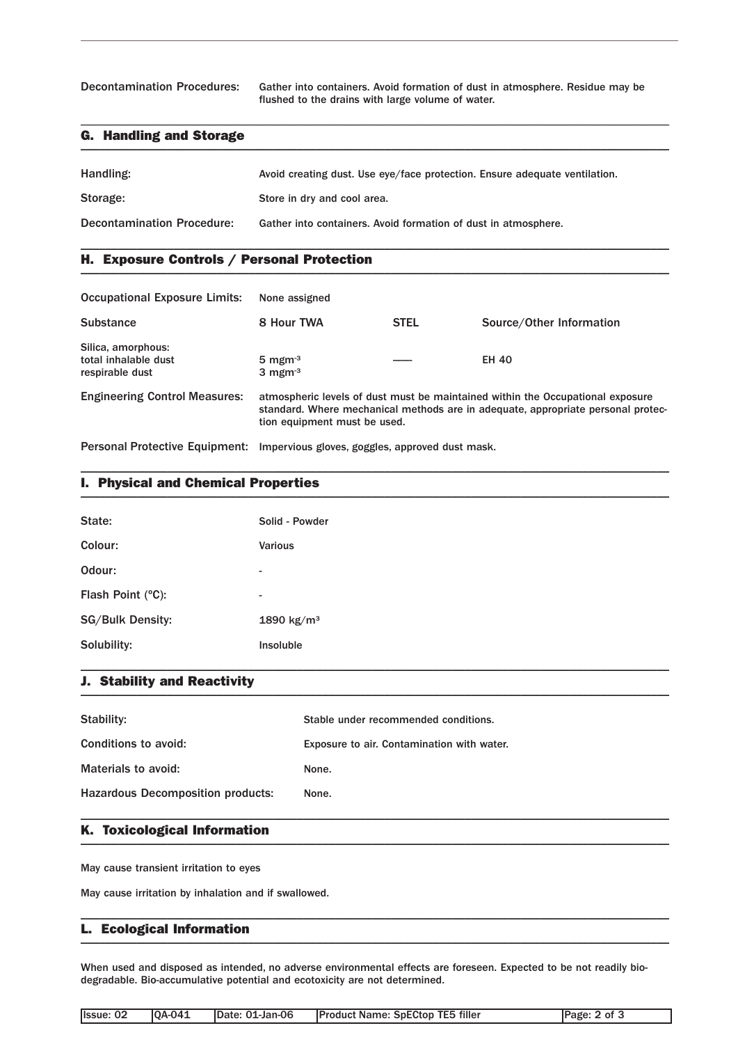| | |
|---|---|
| Decontamination Procedures: | Gather into containers. Avoid formation of dust in atmosphere. Residue may be flushed to the drains with large volume of water. |

## G. Handling and Storage

| | |
|---|---|
| Handling: | Avoid creating dust. Use eye/face protection. Ensure adequate ventilation. |
| Storage: | Store in dry and cool area. |
| Decontamination Procedure: | Gather into containers. Avoid formation of dust in atmosphere. |

## H. Exposure Controls / Personal Protection

Occupational Exposure Limits: None assigned

| Substance | 8 Hour TWA | STEL | Source/Other Information |
|---|---|---|---|
| Silica, amorphous:<br>total inhalable dust<br>respirable dust | <br>$5\ mgm^{-3}$<br>$3\ mgm^{-3}$ | —— | EH 40 |

Engineering Control Measures: atmospheric levels of dust must be maintained within the Occupational exposure standard. Where mechanical methods are in adequate, appropriate personal protection equipment must be used.

Personal Protective Equipment: Impervious gloves, goggles, approved dust mask.

## I. Physical and Chemical Properties

| | |
|---|---|
| State: | Solid - Powder |
| Colour: | Various |
| Odour: | - |
| Flash Point (°C): | - |
| SG/Bulk Density: | 1890 kg/m³ |
| Solubility: | Insoluble |

## J. Stability and Reactivity

| | |
|---|---|
| Stability: | Stable under recommended conditions. |
| Conditions to avoid: | Exposure to air. Contamination with water. |
| Materials to avoid: | None. |
| Hazardous Decomposition products: | None. |

## K. Toxicological Information

May cause transient irritation to eyes

May cause irritation by inhalation and if swallowed.

## L. Ecological Information

When used and disposed as intended, no adverse environmental effects are foreseen. Expected to be not readily biodegradable. Bio-accumulative potential and ecotoxicity are not determined.

| Issue: 02 | QA-041 | Date: 01-Jan-06 | Product Name: SpECtop TE5 filler |
|---|---|---|---|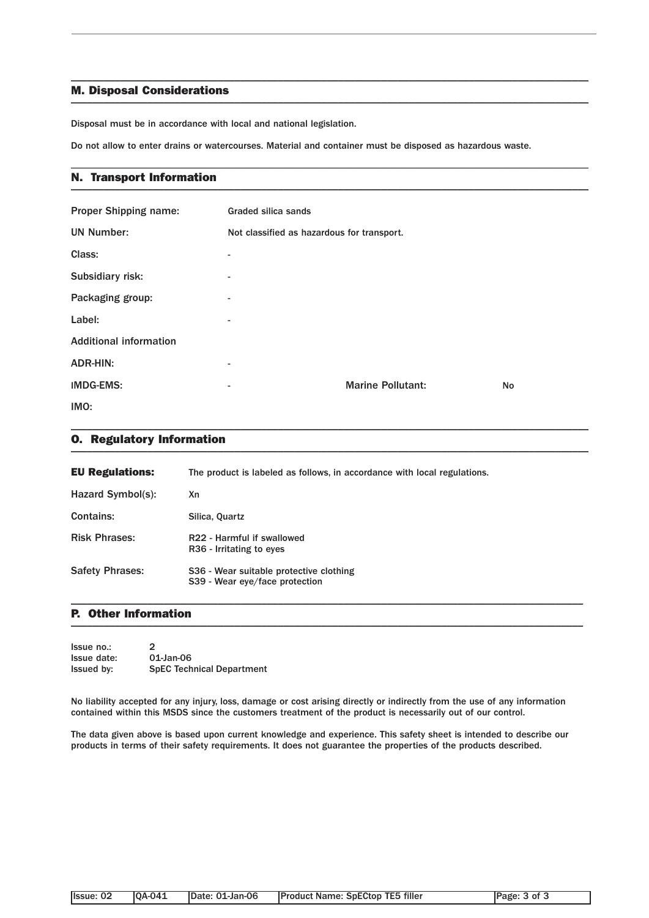## M. Disposal Considerations

Disposal must be in accordance with local and national legislation.

Do not allow to enter drains or watercourses. Material and container must be disposed as hazardous waste.

## N. Transport Information

| | | | |
|---|---|---|---|
| Proper Shipping name: | Graded silica sands | | |
| UN Number: | Not classified as hazardous for transport. | | |
| Class: | - | | |
| Subsidiary risk: | - | | |
| Packaging group: | - | | |
| Label: | - | | |
| Additional information | | | |
| ADR-HIN: | - | | |
| IMDG-EMS: | - | Marine Pollutant: | No |
| IMO: | | | |

## O. Regulatory Information

| | |
|---|---|
| **EU Regulations:** | The product is labeled as follows, in accordance with local regulations. |
| Hazard Symbol(s): | Xn |
| Contains: | Silica, Quartz |
| Risk Phrases: | R22 - Harmful if swallowed<br>R36 - Irritating to eyes |
| Safety Phrases: | S36 - Wear suitable protective clothing<br>S39 - Wear eye/face protection |

## P. Other Information

Issue no.: 2
Issue date: 01-Jan-06
Issued by: SpEC Technical Department

No liability accepted for any injury, loss, damage or cost arising directly or indirectly from the use of any information contained within this MSDS since the customers treatment of the product is necessarily out of our control.

The data given above is based upon current knowledge and experience. This safety sheet is intended to describe our products in terms of their safety requirements. It does not guarantee the properties of the products described.